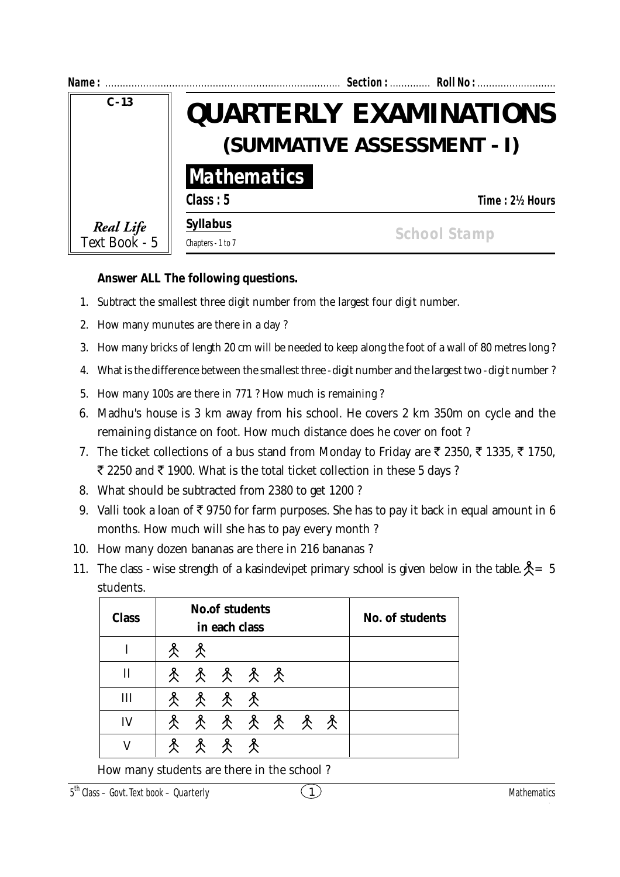**Name :** ................................................................................ **Section :** ............. **Roll No :** ...........................

C - 13

*Real Life*
Text Book - 5

# QUARTERLY EXAMINATIONS
## (SUMMATIVE ASSESSMENT - I)

## Mathematics

**Class : 5** **Time : 2½ Hours**

**Syllabus**
Chapters - 1 to 7

School Stamp

**Answer ALL The following questions.**

1. Subtract the smallest three digit number from the largest four digit number.
2. How many munutes are there in a day ?
3. How many bricks of length 20 cm will be needed to keep along the foot of a wall of 80 metres long ?
4. What is the difference between the smallest three - digit number and the largest two - digit number ?
5. How many 100s are there in 771 ? How much is remaining ?
6. Madhu's house is 3 km away from his school. He covers 2 km 350m on cycle and the remaining distance on foot. How much distance does he cover on foot ?
7. The ticket collections of a bus stand from Monday to Friday are ₹ 2350, ₹ 1335, ₹ 1750, ₹ 2250 and ₹ 1900. What is the total ticket collection in these 5 days ?
8. What should be subtracted from 2380 to get 1200 ?
9. Valli took a loan of ₹ 9750 for farm purposes. She has to pay it back in equal amount in 6 months. How much will she has to pay every month ?
10. How many dozen bananas are there in 216 bananas ?
11. The class - wise strength of a kasindevipet primary school is given below in the table. 🯅 = 5 students.

| Class | No.of students in each class | No. of students |
|---|---|---|
| I | 🯅 🯅 | |
| II | 🯅 🯅 🯅 🯅 🯅 | |
| III | 🯅 🯅 🯅 🯅 | |
| IV | 🯅 🯅 🯅 🯅 🯅 🯅 🯅 | |
| V | 🯅 🯅 🯅 🯅 | |

How many students are there in the school ?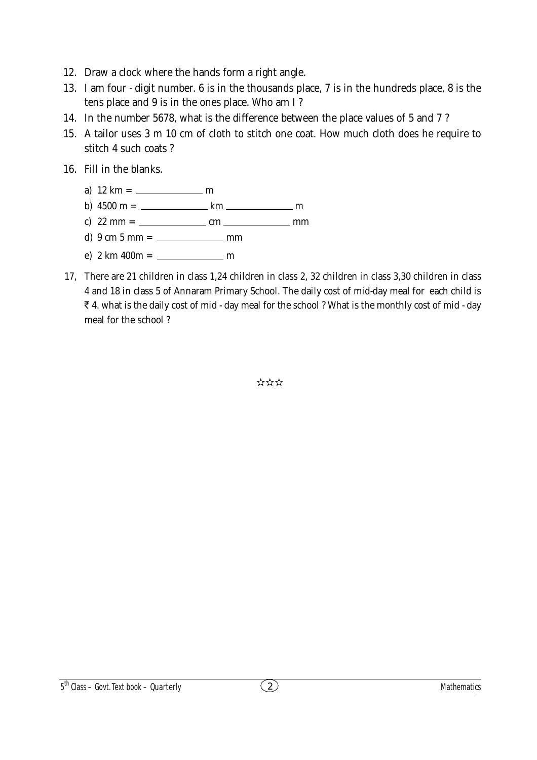12. Draw a clock where the hands form a right angle.
13. I am four - digit number. 6 is in the thousands place, 7 is in the hundreds place, 8 is the tens place and 9 is in the ones place. Who am I ?
14. In the number 5678, what is the difference between the place values of 5 and 7 ?
15. A tailor uses 3 m 10 cm of cloth to stitch one coat. How much cloth does he require to stitch 4 such coats ?
16. Fill in the blanks.

    a) 12 km = ______________ m

    b) 4500 m = ______________ km ______________ m

    c) 22 mm = ______________ cm ______________ mm

    d) 9 cm 5 mm = ______________ mm

    e) 2 km 400m = ______________ m

17, There are 21 children in class 1,24 children in class 2, 32 children in class 3,30 children in class 4 and 18 in class 5 of Annaram Primary School. The daily cost of mid-day meal for each child is ₹ 4. what is the daily cost of mid - day meal for the school ? What is the monthly cost of mid - day meal for the school ?

☆☆☆